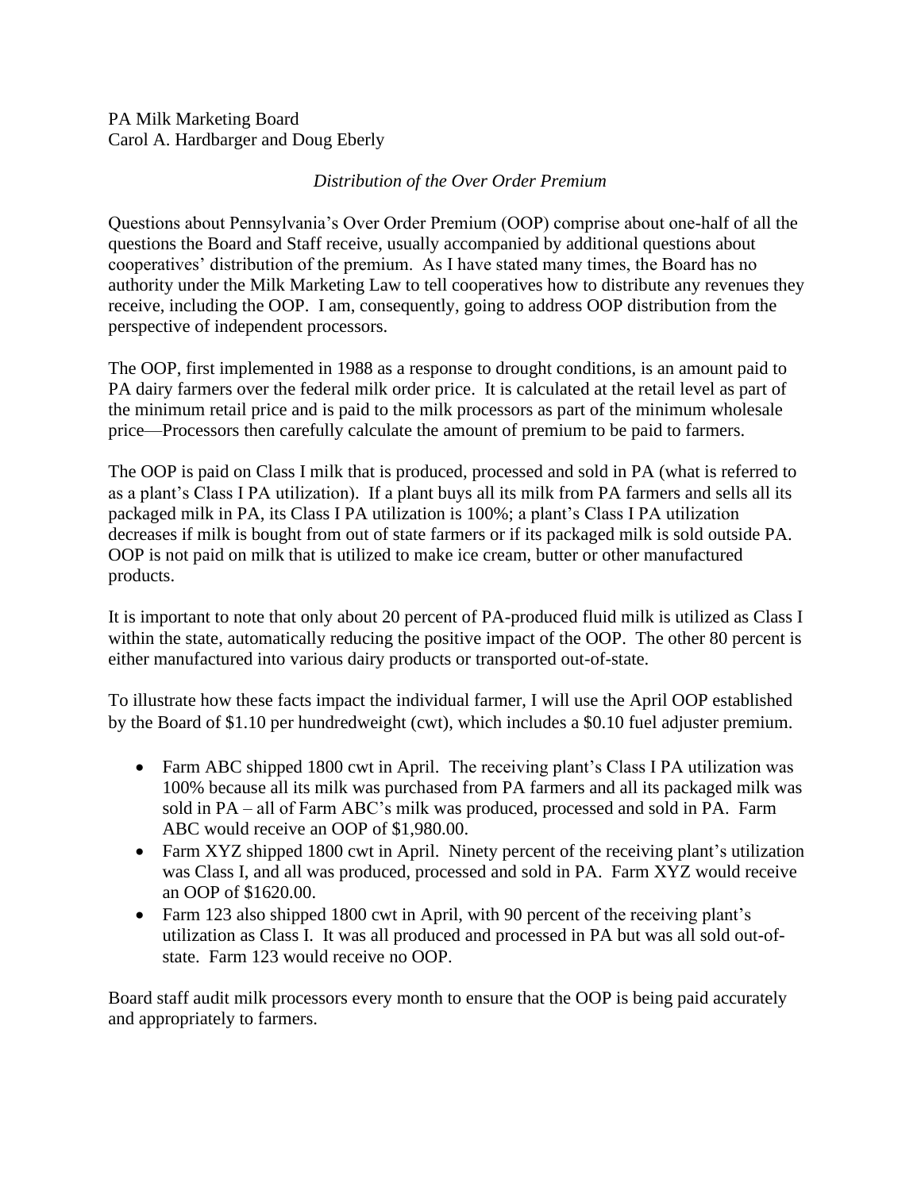PA Milk Marketing Board
Carol A. Hardbarger and Doug Eberly

*Distribution of the Over Order Premium*

Questions about Pennsylvania's Over Order Premium (OOP) comprise about one-half of all the questions the Board and Staff receive, usually accompanied by additional questions about cooperatives' distribution of the premium. As I have stated many times, the Board has no authority under the Milk Marketing Law to tell cooperatives how to distribute any revenues they receive, including the OOP. I am, consequently, going to address OOP distribution from the perspective of independent processors.

The OOP, first implemented in 1988 as a response to drought conditions, is an amount paid to PA dairy farmers over the federal milk order price. It is calculated at the retail level as part of the minimum retail price and is paid to the milk processors as part of the minimum wholesale price—Processors then carefully calculate the amount of premium to be paid to farmers.

The OOP is paid on Class I milk that is produced, processed and sold in PA (what is referred to as a plant's Class I PA utilization). If a plant buys all its milk from PA farmers and sells all its packaged milk in PA, its Class I PA utilization is 100%; a plant's Class I PA utilization decreases if milk is bought from out of state farmers or if its packaged milk is sold outside PA. OOP is not paid on milk that is utilized to make ice cream, butter or other manufactured products.

It is important to note that only about 20 percent of PA-produced fluid milk is utilized as Class I within the state, automatically reducing the positive impact of the OOP. The other 80 percent is either manufactured into various dairy products or transported out-of-state.

To illustrate how these facts impact the individual farmer, I will use the April OOP established by the Board of $1.10 per hundredweight (cwt), which includes a $0.10 fuel adjuster premium.

- Farm ABC shipped 1800 cwt in April. The receiving plant's Class I PA utilization was 100% because all its milk was purchased from PA farmers and all its packaged milk was sold in PA – all of Farm ABC's milk was produced, processed and sold in PA. Farm ABC would receive an OOP of $1,980.00.
- Farm XYZ shipped 1800 cwt in April. Ninety percent of the receiving plant's utilization was Class I, and all was produced, processed and sold in PA. Farm XYZ would receive an OOP of $1620.00.
- Farm 123 also shipped 1800 cwt in April, with 90 percent of the receiving plant's utilization as Class I. It was all produced and processed in PA but was all sold out-of-state. Farm 123 would receive no OOP.

Board staff audit milk processors every month to ensure that the OOP is being paid accurately and appropriately to farmers.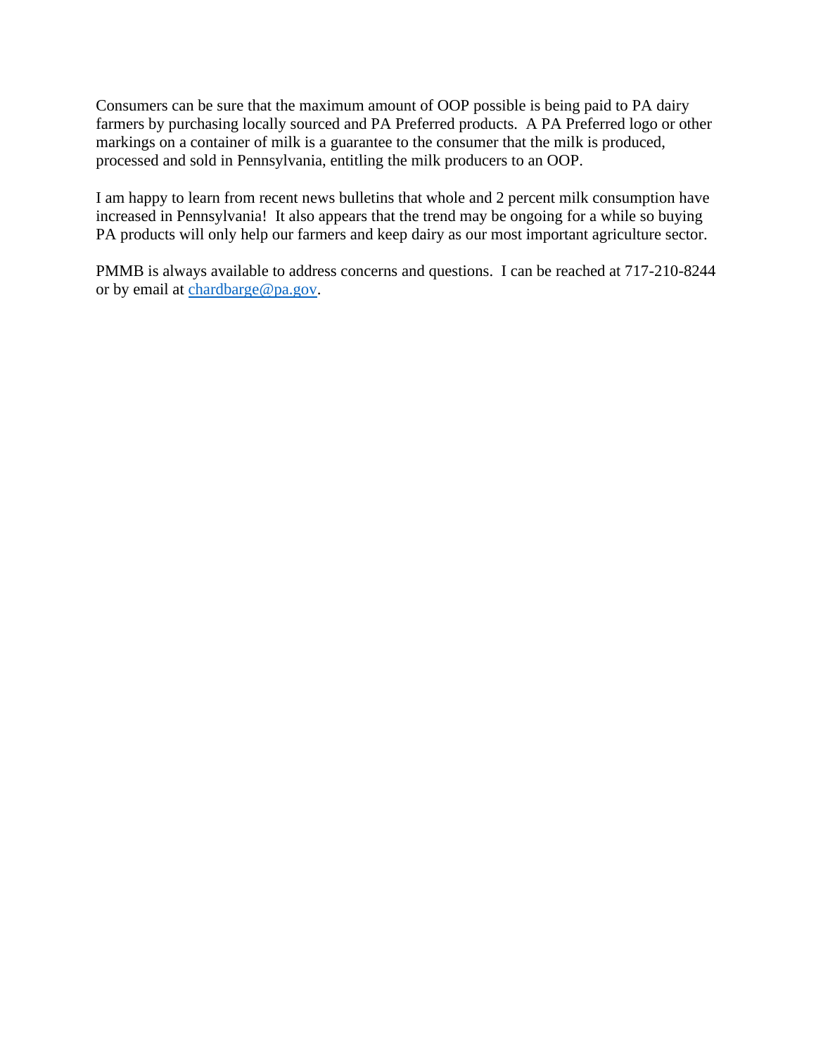Consumers can be sure that the maximum amount of OOP possible is being paid to PA dairy farmers by purchasing locally sourced and PA Preferred products. A PA Preferred logo or other markings on a container of milk is a guarantee to the consumer that the milk is produced, processed and sold in Pennsylvania, entitling the milk producers to an OOP.

I am happy to learn from recent news bulletins that whole and 2 percent milk consumption have increased in Pennsylvania! It also appears that the trend may be ongoing for a while so buying PA products will only help our farmers and keep dairy as our most important agriculture sector.

PMMB is always available to address concerns and questions. I can be reached at 717-210-8244 or by email at [chardbarge@pa.gov](mailto:chardbarge@pa.gov).